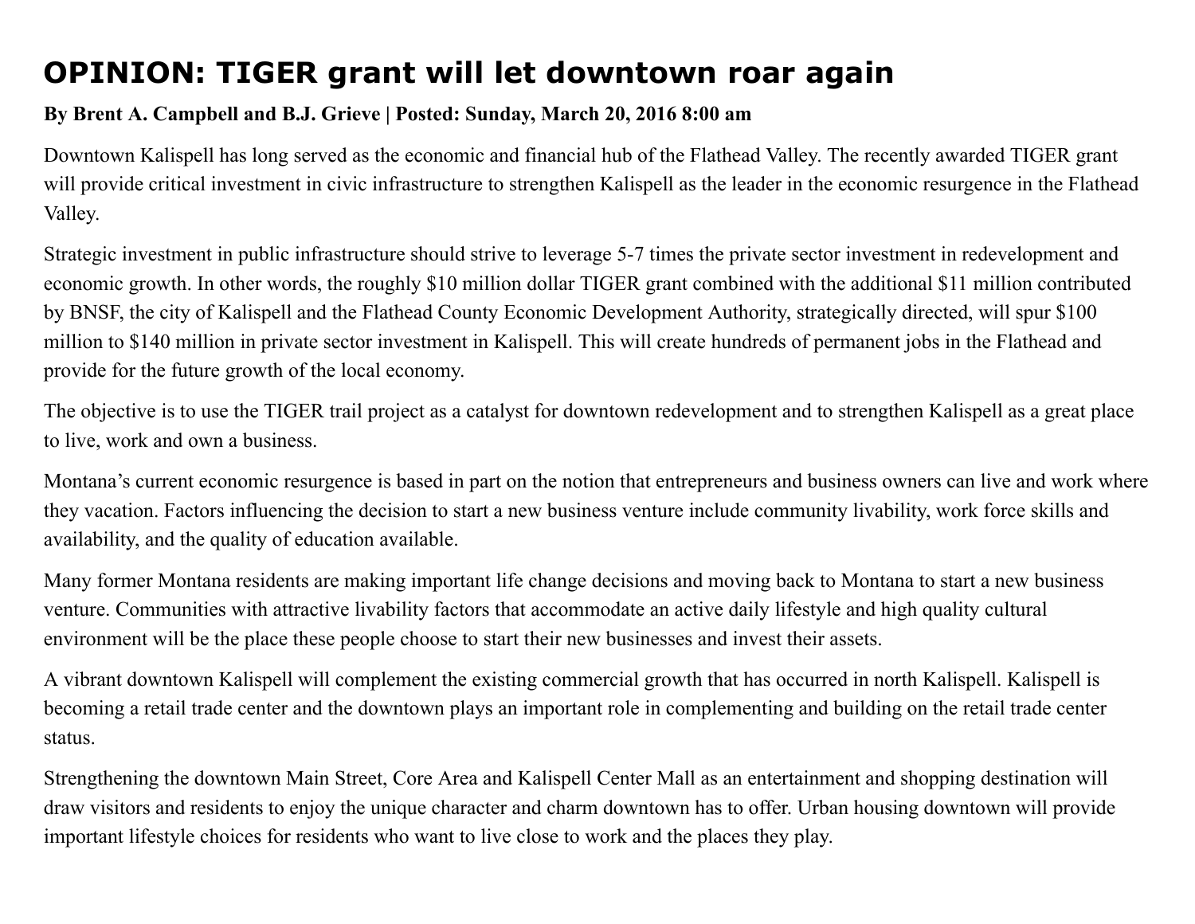# OPINION: TIGER grant will let downtown roar again

**By Brent A. Campbell and B.J. Grieve | Posted: Sunday, March 20, 2016 8:00 am**

Downtown Kalispell has long served as the economic and financial hub of the Flathead Valley. The recently awarded TIGER grant will provide critical investment in civic infrastructure to strengthen Kalispell as the leader in the economic resurgence in the Flathead Valley.

Strategic investment in public infrastructure should strive to leverage 5-7 times the private sector investment in redevelopment and economic growth. In other words, the roughly $10 million dollar TIGER grant combined with the additional $11 million contributed by BNSF, the city of Kalispell and the Flathead County Economic Development Authority, strategically directed, will spur $100 million to $140 million in private sector investment in Kalispell. This will create hundreds of permanent jobs in the Flathead and provide for the future growth of the local economy.

The objective is to use the TIGER trail project as a catalyst for downtown redevelopment and to strengthen Kalispell as a great place to live, work and own a business.

Montana's current economic resurgence is based in part on the notion that entrepreneurs and business owners can live and work where they vacation. Factors influencing the decision to start a new business venture include community livability, work force skills and availability, and the quality of education available.

Many former Montana residents are making important life change decisions and moving back to Montana to start a new business venture. Communities with attractive livability factors that accommodate an active daily lifestyle and high quality cultural environment will be the place these people choose to start their new businesses and invest their assets.

A vibrant downtown Kalispell will complement the existing commercial growth that has occurred in north Kalispell. Kalispell is becoming a retail trade center and the downtown plays an important role in complementing and building on the retail trade center status.

Strengthening the downtown Main Street, Core Area and Kalispell Center Mall as an entertainment and shopping destination will draw visitors and residents to enjoy the unique character and charm downtown has to offer. Urban housing downtown will provide important lifestyle choices for residents who want to live close to work and the places they play.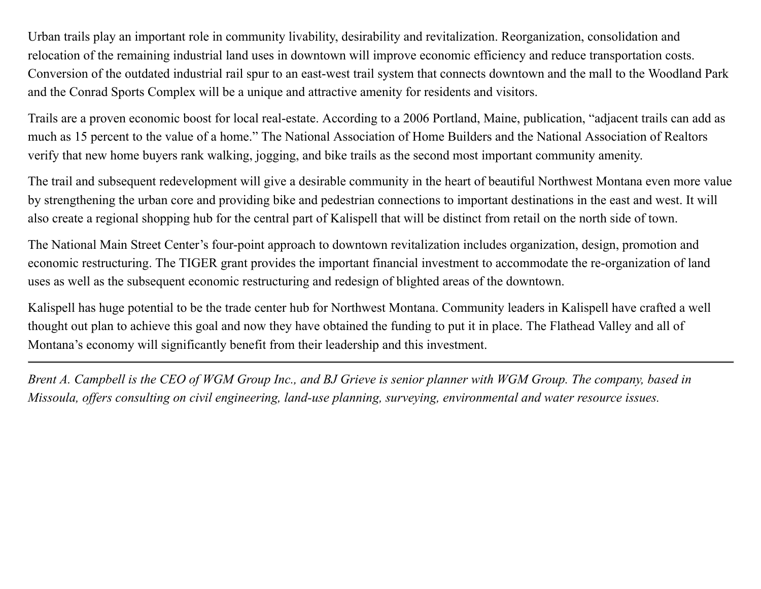Urban trails play an important role in community livability, desirability and revitalization. Reorganization, consolidation and relocation of the remaining industrial land uses in downtown will improve economic efficiency and reduce transportation costs. Conversion of the outdated industrial rail spur to an east-west trail system that connects downtown and the mall to the Woodland Park and the Conrad Sports Complex will be a unique and attractive amenity for residents and visitors.

Trails are a proven economic boost for local real-estate. According to a 2006 Portland, Maine, publication, "adjacent trails can add as much as 15 percent to the value of a home." The National Association of Home Builders and the National Association of Realtors verify that new home buyers rank walking, jogging, and bike trails as the second most important community amenity.

The trail and subsequent redevelopment will give a desirable community in the heart of beautiful Northwest Montana even more value by strengthening the urban core and providing bike and pedestrian connections to important destinations in the east and west. It will also create a regional shopping hub for the central part of Kalispell that will be distinct from retail on the north side of town.

The National Main Street Center's four-point approach to downtown revitalization includes organization, design, promotion and economic restructuring. The TIGER grant provides the important financial investment to accommodate the re-organization of land uses as well as the subsequent economic restructuring and redesign of blighted areas of the downtown.

Kalispell has huge potential to be the trade center hub for Northwest Montana. Community leaders in Kalispell have crafted a well thought out plan to achieve this goal and now they have obtained the funding to put it in place. The Flathead Valley and all of Montana's economy will significantly benefit from their leadership and this investment.

---

*Brent A. Campbell is the CEO of WGM Group Inc., and BJ Grieve is senior planner with WGM Group. The company, based in Missoula, offers consulting on civil engineering, land-use planning, surveying, environmental and water resource issues.*